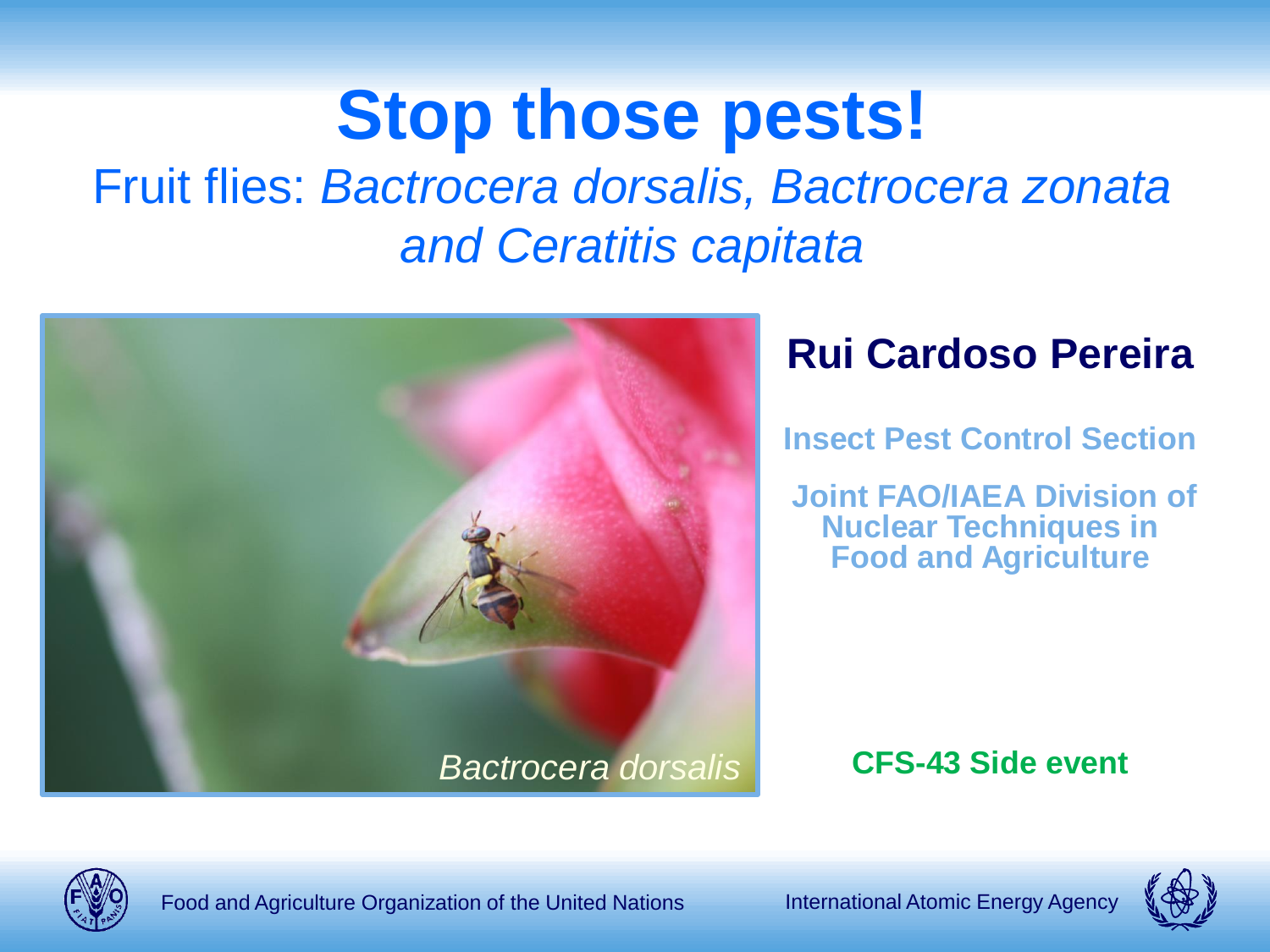# Stop those pests!

## Fruit flies: *Bactrocera dorsalis, Bactrocera zonata and Ceratitis capitata*

*Bactrocera dorsalis*

**Rui Cardoso Pereira**

**Insect Pest Control Section**

**Joint FAO/IAEA Division of Nuclear Techniques in Food and Agriculture**

**CFS-43 Side event**

Food and Agriculture Organization of the United Nations

International Atomic Energy Agency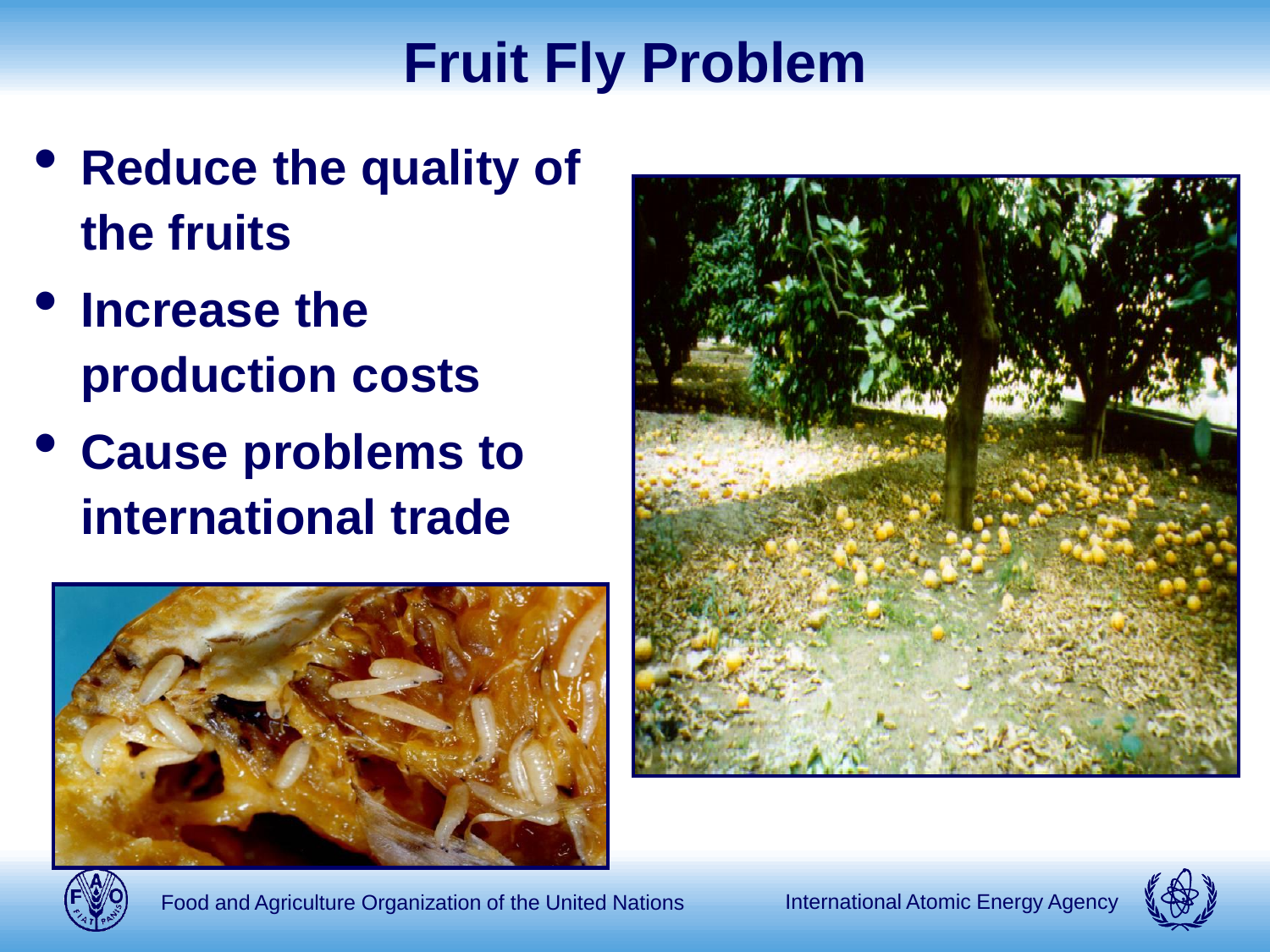# Fruit Fly Problem

- **Reduce the quality of the fruits**
- **Increase the production costs**
- **Cause problems to international trade**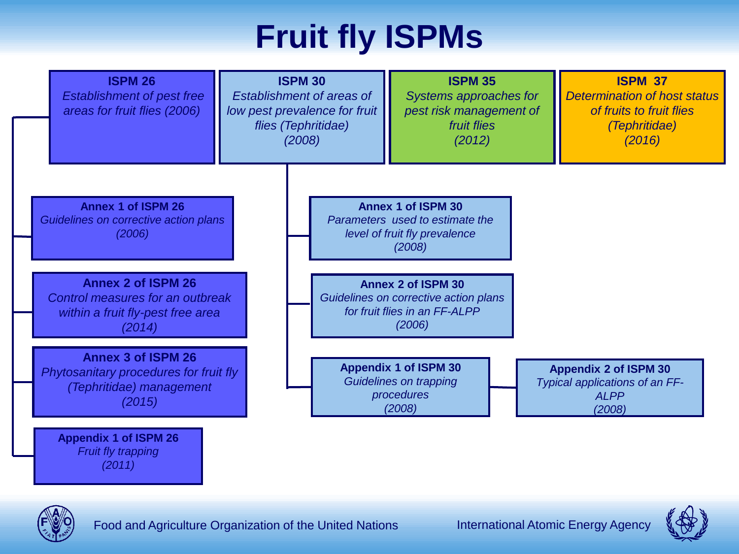# Fruit fly ISPMs

**ISPM 26**
*Establishment of pest free areas for fruit flies (2006)*

- **Annex 1 of ISPM 26**
  *Guidelines on corrective action plans (2006)*
- **Annex 2 of ISPM 26**
  *Control measures for an outbreak within a fruit fly-pest free area (2014)*
- **Annex 3 of ISPM 26**
  *Phytosanitary procedures for fruit fly (Tephritidae) management (2015)*
- **Appendix 1 of ISPM 26**
  *Fruit fly trapping (2011)*

**ISPM 30**
*Establishment of areas of low pest prevalence for fruit flies (Tephritidae) (2008)*

- **Annex 1 of ISPM 30**
  *Parameters used to estimate the level of fruit fly prevalence (2008)*
- **Annex 2 of ISPM 30**
  *Guidelines on corrective action plans for fruit flies in an FF-ALPP (2006)*
- **Appendix 1 of ISPM 30**
  *Guidelines on trapping procedures (2008)*
  - **Appendix 2 of ISPM 30**
    *Typical applications of an FF-ALPP (2008)*

**ISPM 35**
*Systems approaches for pest risk management of fruit flies (2012)*

**ISPM 37**
*Determination of host status of fruits to fruit flies (Tephritidae) (2016)*

Food and Agriculture Organization of the United Nations

International Atomic Energy Agency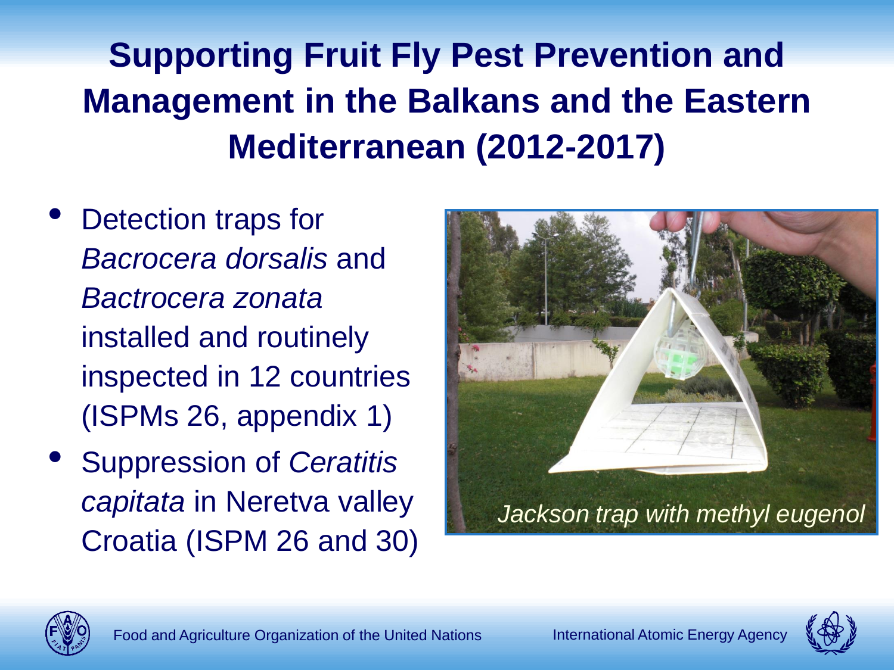# Supporting Fruit Fly Pest Prevention and Management in the Balkans and the Eastern Mediterranean (2012-2017)

- Detection traps for *Bacrocera dorsalis* and *Bactrocera zonata* installed and routinely inspected in 12 countries (ISPMs 26, appendix 1)
- Suppression of *Ceratitis capitata* in Neretva valley Croatia (ISPM 26 and 30)

*Jackson trap with methyl eugenol*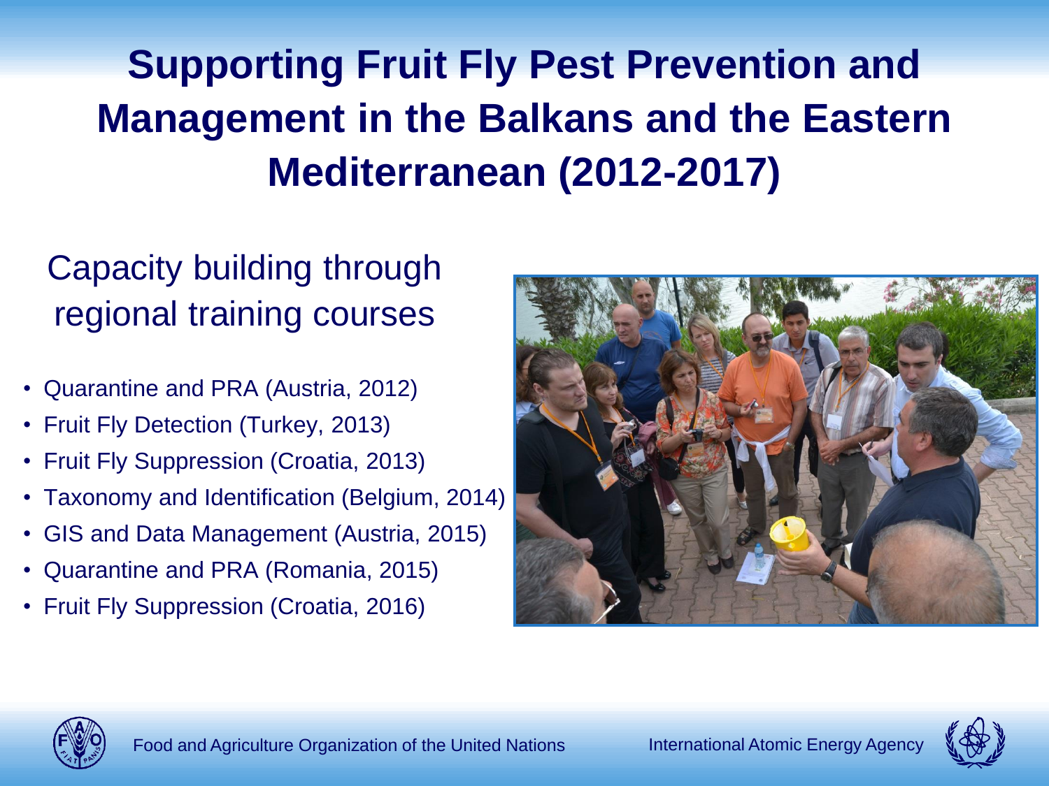# Supporting Fruit Fly Pest Prevention and Management in the Balkans and the Eastern Mediterranean (2012-2017)

## Capacity building through regional training courses

- Quarantine and PRA (Austria, 2012)
- Fruit Fly Detection (Turkey, 2013)
- Fruit Fly Suppression (Croatia, 2013)
- Taxonomy and Identification (Belgium, 2014)
- GIS and Data Management (Austria, 2015)
- Quarantine and PRA (Romania, 2015)
- Fruit Fly Suppression (Croatia, 2016)

Food and Agriculture Organization of the United Nations

International Atomic Energy Agency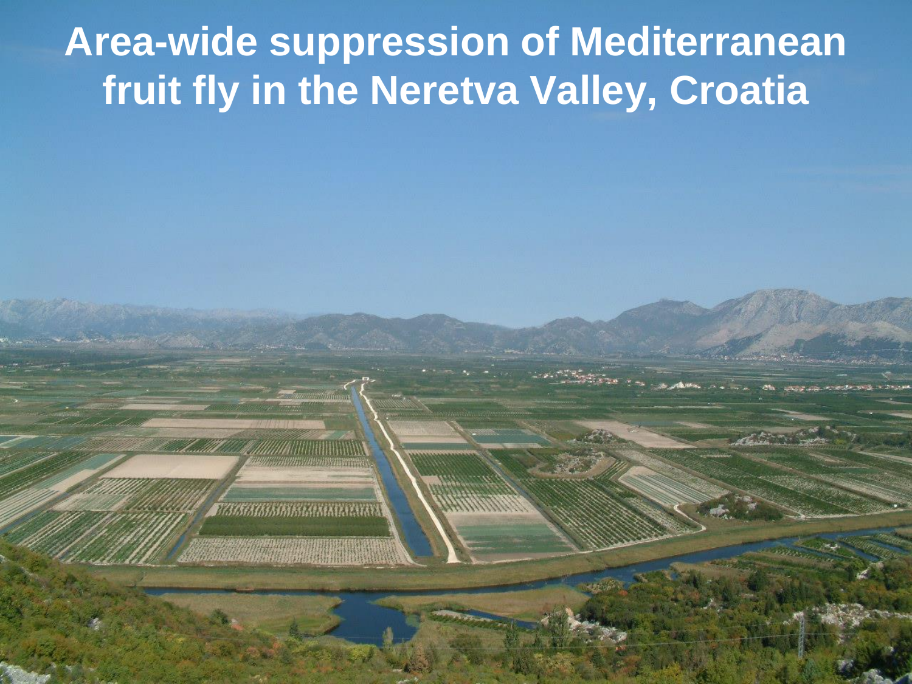# Area-wide suppression of Mediterranean fruit fly in the Neretva Valley, Croatia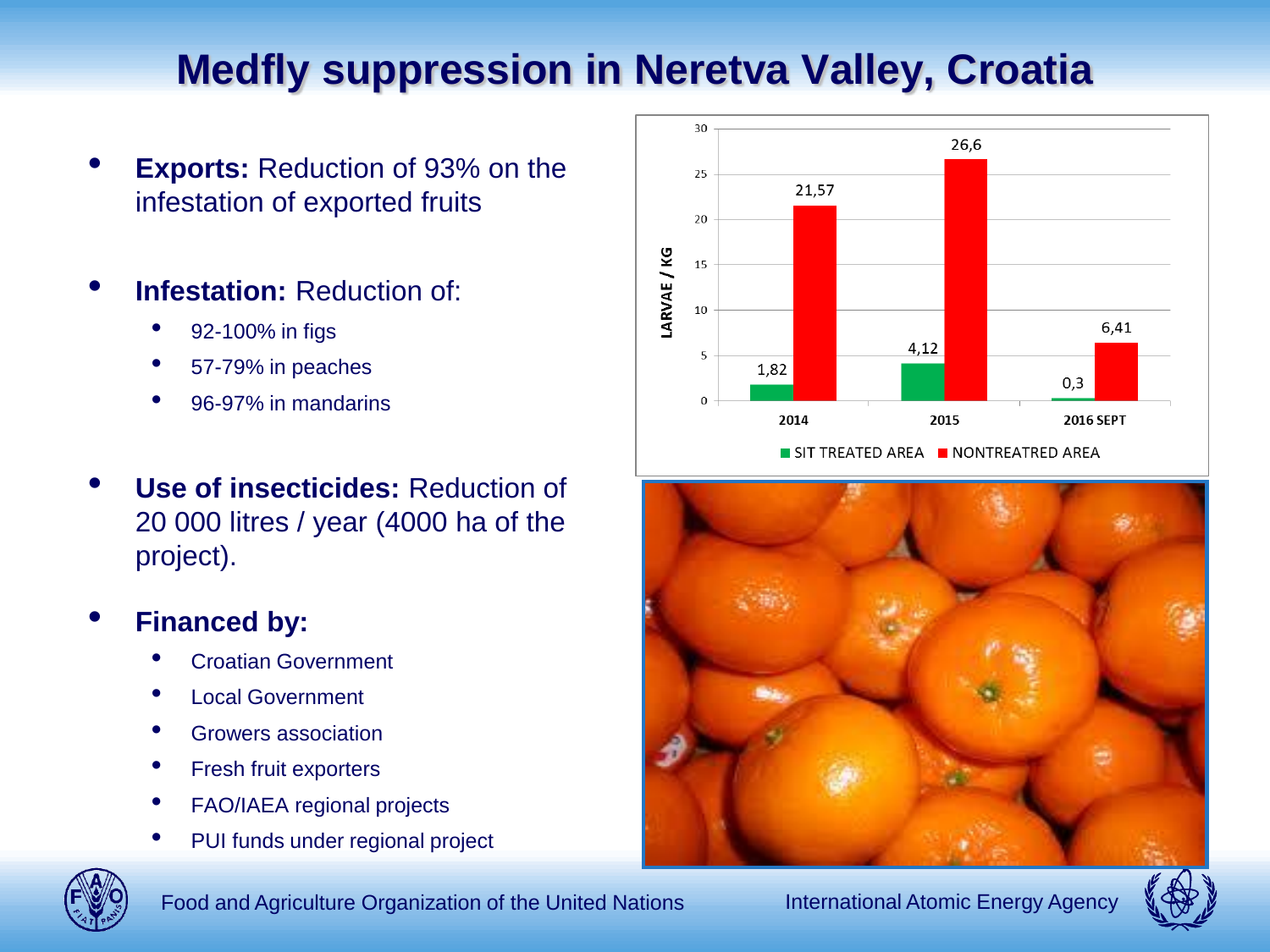# Medfly suppression in Neretva Valley, Croatia

- **Exports:** Reduction of 93% on the infestation of exported fruits
- **Infestation:** Reduction of:
  - 92-100% in figs
  - 57-79% in peaches
  - 96-97% in mandarins
- **Use of insecticides:** Reduction of 20 000 litres / year (4000 ha of the project).
- **Financed by:**
  - Croatian Government
  - Local Government
  - Growers association
  - Fresh fruit exporters
  - FAO/IAEA regional projects
  - PUI funds under regional project

LARVAE / KG

30
25
20
15
10
5
0

2014: 1,82 / 21,57
2015: 4,12 / 26,6
2016 SEPT: 0,3 / 6,41

SIT TREATED AREA
NONTREATRED AREA

Food and Agriculture Organization of the United Nations

International Atomic Energy Agency